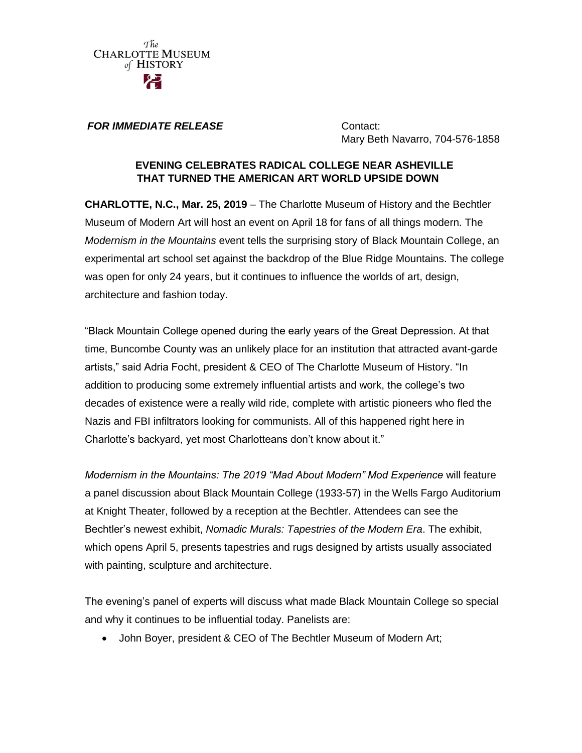The Charlotte Museum of History

***FOR IMMEDIATE RELEASE***

Contact:
Mary Beth Navarro, 704-576-1858

**EVENING CELEBRATES RADICAL COLLEGE NEAR ASHEVILLE THAT TURNED THE AMERICAN ART WORLD UPSIDE DOWN**

**CHARLOTTE, N.C., Mar. 25, 2019** – The Charlotte Museum of History and the Bechtler Museum of Modern Art will host an event on April 18 for fans of all things modern. The *Modernism in the Mountains* event tells the surprising story of Black Mountain College, an experimental art school set against the backdrop of the Blue Ridge Mountains. The college was open for only 24 years, but it continues to influence the worlds of art, design, architecture and fashion today.

"Black Mountain College opened during the early years of the Great Depression. At that time, Buncombe County was an unlikely place for an institution that attracted avant-garde artists," said Adria Focht, president & CEO of The Charlotte Museum of History. "In addition to producing some extremely influential artists and work, the college's two decades of existence were a really wild ride, complete with artistic pioneers who fled the Nazis and FBI infiltrators looking for communists. All of this happened right here in Charlotte's backyard, yet most Charlotteans don't know about it."

*Modernism in the Mountains: The 2019 "Mad About Modern" Mod Experience* will feature a panel discussion about Black Mountain College (1933-57) in the Wells Fargo Auditorium at Knight Theater, followed by a reception at the Bechtler. Attendees can see the Bechtler's newest exhibit, *Nomadic Murals: Tapestries of the Modern Era*. The exhibit, which opens April 5, presents tapestries and rugs designed by artists usually associated with painting, sculpture and architecture.

The evening's panel of experts will discuss what made Black Mountain College so special and why it continues to be influential today. Panelists are:

- John Boyer, president & CEO of The Bechtler Museum of Modern Art;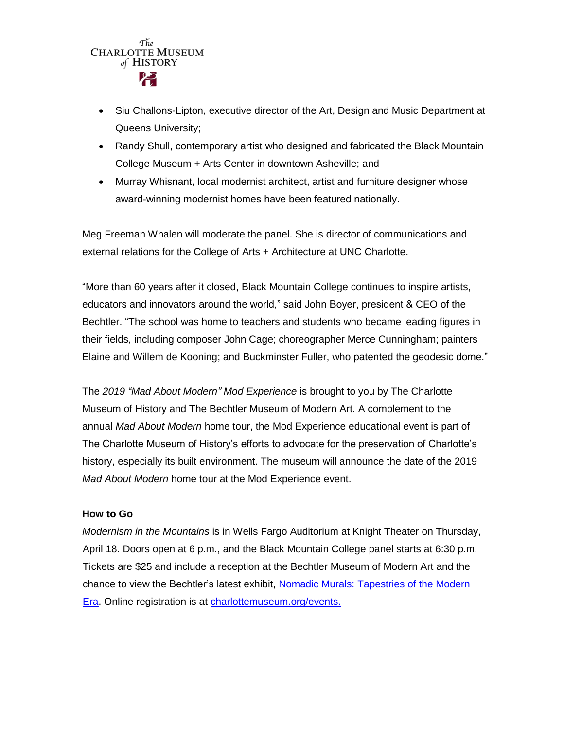- Siu Challons-Lipton, executive director of the Art, Design and Music Department at Queens University;
- Randy Shull, contemporary artist who designed and fabricated the Black Mountain College Museum + Arts Center in downtown Asheville; and
- Murray Whisnant, local modernist architect, artist and furniture designer whose award-winning modernist homes have been featured nationally.

Meg Freeman Whalen will moderate the panel. She is director of communications and external relations for the College of Arts + Architecture at UNC Charlotte.

"More than 60 years after it closed, Black Mountain College continues to inspire artists, educators and innovators around the world," said John Boyer, president & CEO of the Bechtler. "The school was home to teachers and students who became leading figures in their fields, including composer John Cage; choreographer Merce Cunningham; painters Elaine and Willem de Kooning; and Buckminster Fuller, who patented the geodesic dome."

The *2019 "Mad About Modern" Mod Experience* is brought to you by The Charlotte Museum of History and The Bechtler Museum of Modern Art. A complement to the annual *Mad About Modern* home tour, the Mod Experience educational event is part of The Charlotte Museum of History's efforts to advocate for the preservation of Charlotte's history, especially its built environment. The museum will announce the date of the 2019 *Mad About Modern* home tour at the Mod Experience event.

**How to Go**

*Modernism in the Mountains* is in Wells Fargo Auditorium at Knight Theater on Thursday, April 18. Doors open at 6 p.m., and the Black Mountain College panel starts at 6:30 p.m. Tickets are $25 and include a reception at the Bechtler Museum of Modern Art and the chance to view the Bechtler's latest exhibit, [Nomadic Murals: Tapestries of the Modern Era](). Online registration is at [charlottemuseum.org/events.]()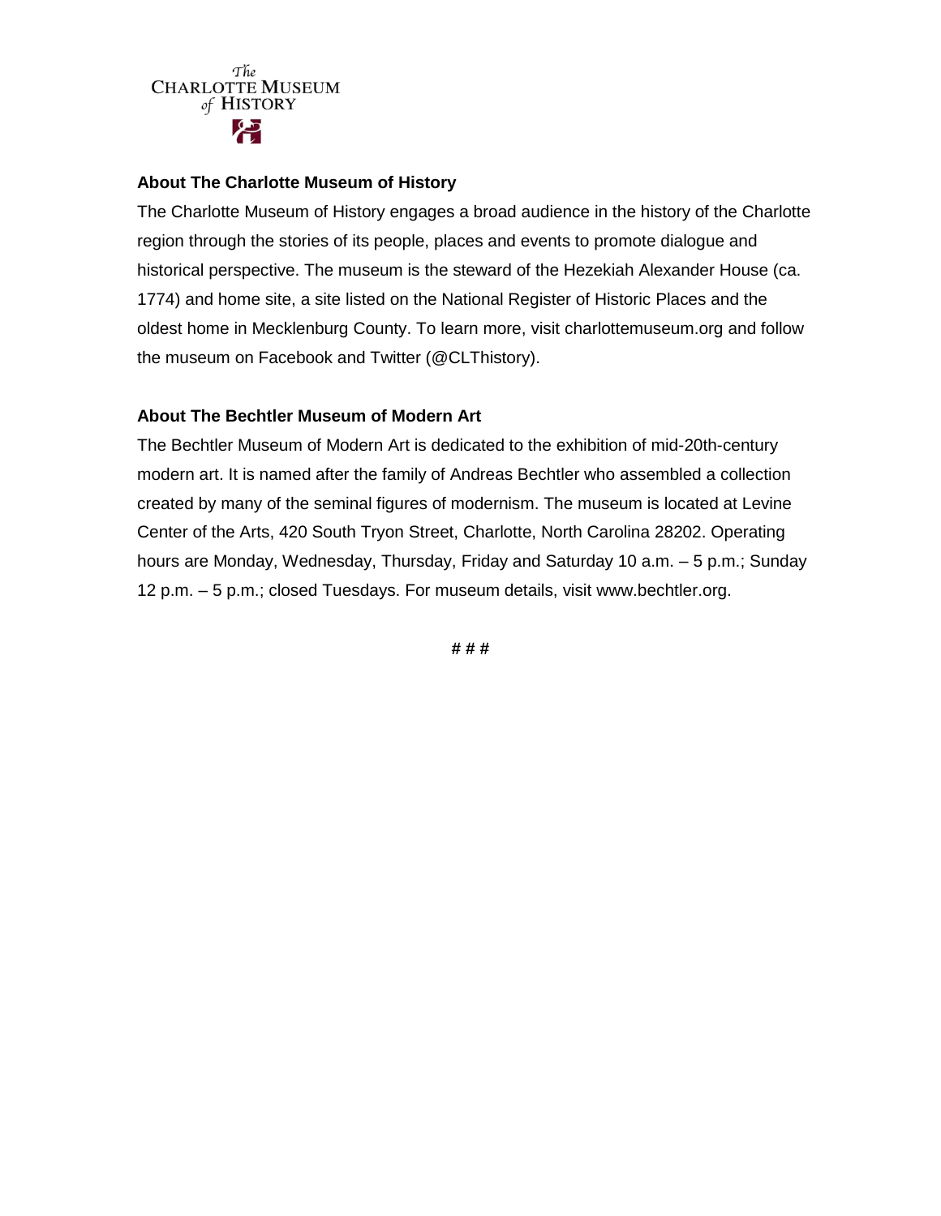The Charlotte Museum of History

**About The Charlotte Museum of History**

The Charlotte Museum of History engages a broad audience in the history of the Charlotte region through the stories of its people, places and events to promote dialogue and historical perspective. The museum is the steward of the Hezekiah Alexander House (ca. 1774) and home site, a site listed on the National Register of Historic Places and the oldest home in Mecklenburg County. To learn more, visit charlottemuseum.org and follow the museum on Facebook and Twitter (@CLThistory).

**About The Bechtler Museum of Modern Art**

The Bechtler Museum of Modern Art is dedicated to the exhibition of mid-20th-century modern art. It is named after the family of Andreas Bechtler who assembled a collection created by many of the seminal figures of modernism. The museum is located at Levine Center of the Arts, 420 South Tryon Street, Charlotte, North Carolina 28202. Operating hours are Monday, Wednesday, Thursday, Friday and Saturday 10 a.m. – 5 p.m.; Sunday 12 p.m. – 5 p.m.; closed Tuesdays. For museum details, visit www.bechtler.org.

# # #